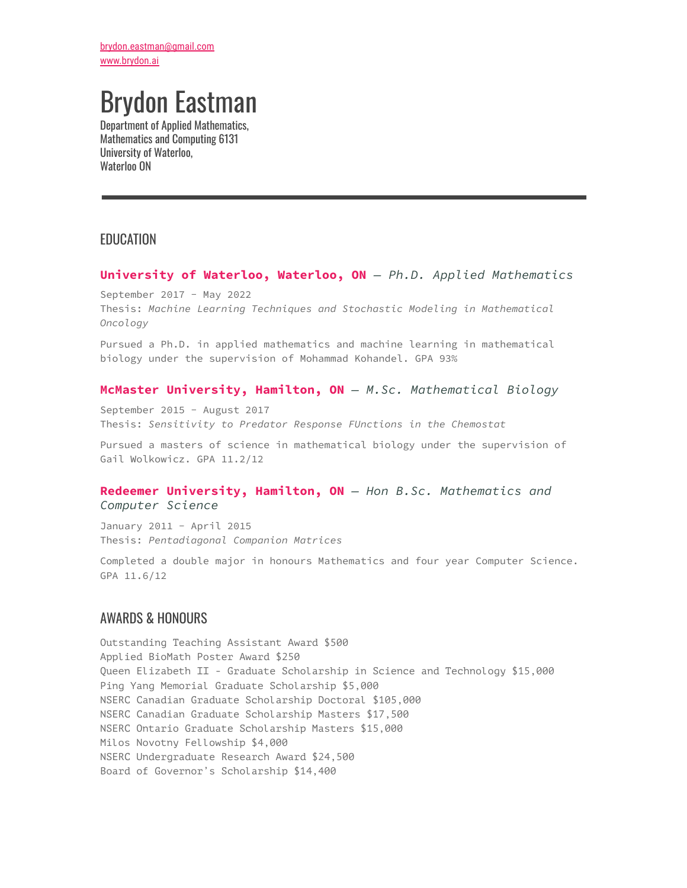brydon.eastman@gmail.com
www.brydon.ai

# Brydon Eastman

Department of Applied Mathematics,
Mathematics and Computing 6131
University of Waterloo,
Waterloo ON

---

## EDUCATION

### **University of Waterloo, Waterloo, ON** — *Ph.D. Applied Mathematics*

September 2017 - May 2022
Thesis: *Machine Learning Techniques and Stochastic Modeling in Mathematical Oncology*

Pursued a Ph.D. in applied mathematics and machine learning in mathematical biology under the supervision of Mohammad Kohandel. GPA 93%

### **McMaster University, Hamilton, ON** — *M.Sc. Mathematical Biology*

September 2015 - August 2017
Thesis: *Sensitivity to Predator Response FUnctions in the Chemostat*

Pursued a masters of science in mathematical biology under the supervision of Gail Wolkowicz. GPA 11.2/12

### **Redeemer University, Hamilton, ON** — *Hon B.Sc. Mathematics and Computer Science*

January 2011 - April 2015
Thesis: *Pentadiagonal Companion Matrices*

Completed a double major in honours Mathematics and four year Computer Science. GPA 11.6/12

## AWARDS & HONOURS

Outstanding Teaching Assistant Award $500
Applied BioMath Poster Award $250
Queen Elizabeth II - Graduate Scholarship in Science and Technology $15,000
Ping Yang Memorial Graduate Scholarship $5,000
NSERC Canadian Graduate Scholarship Doctoral $105,000
NSERC Canadian Graduate Scholarship Masters $17,500
NSERC Ontario Graduate Scholarship Masters $15,000
Milos Novotny Fellowship $4,000
NSERC Undergraduate Research Award $24,500
Board of Governor's Scholarship $14,400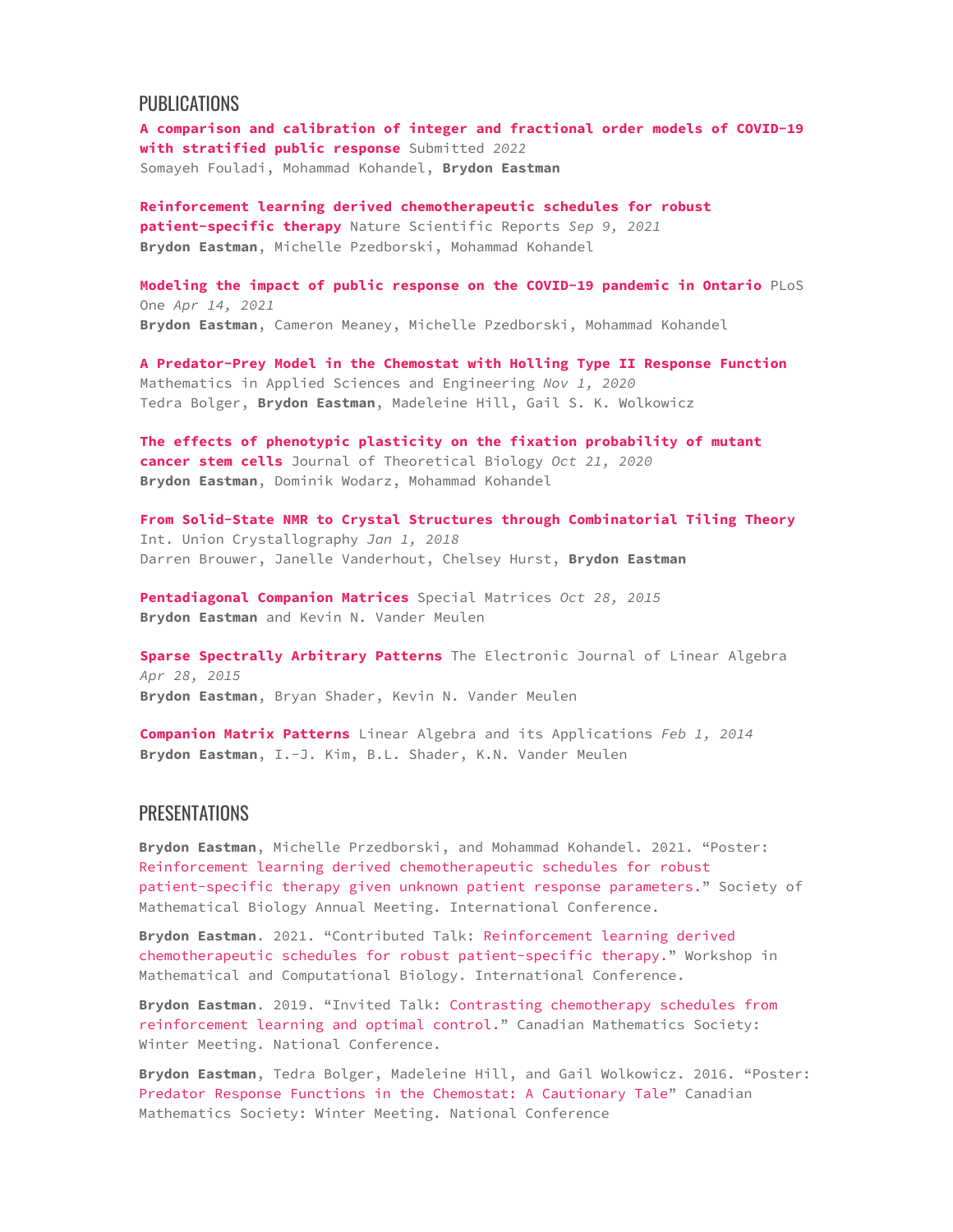## PUBLICATIONS

**A comparison and calibration of integer and fractional order models of COVID-19 with stratified public response** Submitted *2022*
Somayeh Fouladi, Mohammad Kohandel, **Brydon Eastman**

**Reinforcement learning derived chemotherapeutic schedules for robust patient-specific therapy** Nature Scientific Reports *Sep 9, 2021*
**Brydon Eastman**, Michelle Pzedborski, Mohammad Kohandel

**Modeling the impact of public response on the COVID-19 pandemic in Ontario** PLoS One *Apr 14, 2021*
**Brydon Eastman**, Cameron Meaney, Michelle Pzedborski, Mohammad Kohandel

**A Predator-Prey Model in the Chemostat with Holling Type II Response Function** Mathematics in Applied Sciences and Engineering *Nov 1, 2020*
Tedra Bolger, **Brydon Eastman**, Madeleine Hill, Gail S. K. Wolkowicz

**The effects of phenotypic plasticity on the fixation probability of mutant cancer stem cells** Journal of Theoretical Biology *Oct 21, 2020*
**Brydon Eastman**, Dominik Wodarz, Mohammad Kohandel

**From Solid-State NMR to Crystal Structures through Combinatorial Tiling Theory** Int. Union Crystallography *Jan 1, 2018*
Darren Brouwer, Janelle Vanderhout, Chelsey Hurst, **Brydon Eastman**

**Pentadiagonal Companion Matrices** Special Matrices *Oct 28, 2015*
**Brydon Eastman** and Kevin N. Vander Meulen

**Sparse Spectrally Arbitrary Patterns** The Electronic Journal of Linear Algebra *Apr 28, 2015*
**Brydon Eastman**, Bryan Shader, Kevin N. Vander Meulen

**Companion Matrix Patterns** Linear Algebra and its Applications *Feb 1, 2014*
**Brydon Eastman**, I.-J. Kim, B.L. Shader, K.N. Vander Meulen

## PRESENTATIONS

**Brydon Eastman**, Michelle Przedborski, and Mohammad Kohandel. 2021. "Poster: Reinforcement learning derived chemotherapeutic schedules for robust patient-specific therapy given unknown patient response parameters." Society of Mathematical Biology Annual Meeting. International Conference.

**Brydon Eastman**. 2021. "Contributed Talk: Reinforcement learning derived chemotherapeutic schedules for robust patient-specific therapy." Workshop in Mathematical and Computational Biology. International Conference.

**Brydon Eastman**. 2019. "Invited Talk: Contrasting chemotherapy schedules from reinforcement learning and optimal control." Canadian Mathematics Society: Winter Meeting. National Conference.

**Brydon Eastman**, Tedra Bolger, Madeleine Hill, and Gail Wolkowicz. 2016. "Poster: Predator Response Functions in the Chemostat: A Cautionary Tale" Canadian Mathematics Society: Winter Meeting. National Conference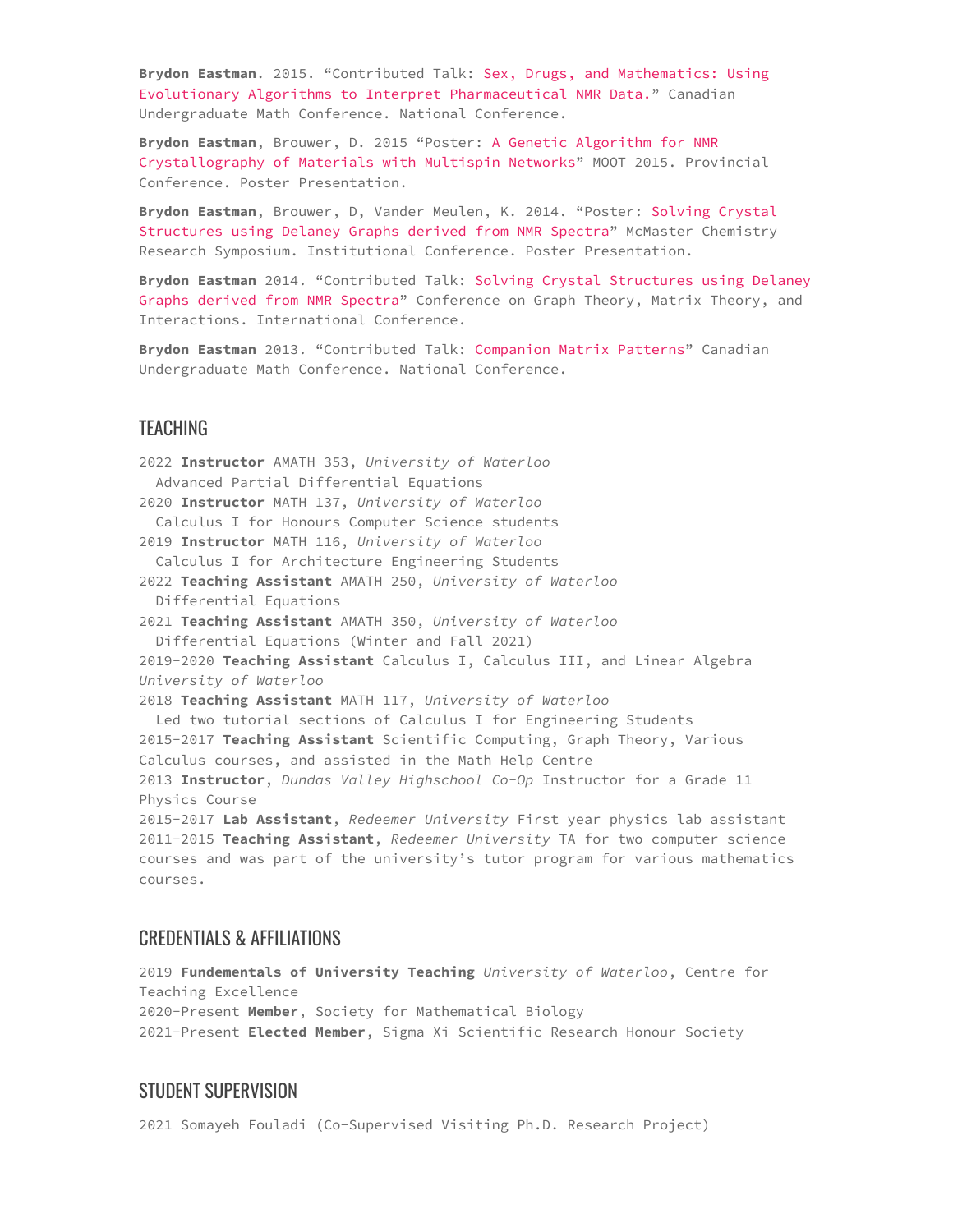**Brydon Eastman**. 2015. "Contributed Talk: Sex, Drugs, and Mathematics: Using Evolutionary Algorithms to Interpret Pharmaceutical NMR Data." Canadian Undergraduate Math Conference. National Conference.

**Brydon Eastman**, Brouwer, D. 2015 "Poster: A Genetic Algorithm for NMR Crystallography of Materials with Multispin Networks" MOOT 2015. Provincial Conference. Poster Presentation.

**Brydon Eastman**, Brouwer, D, Vander Meulen, K. 2014. "Poster: Solving Crystal Structures using Delaney Graphs derived from NMR Spectra" McMaster Chemistry Research Symposium. Institutional Conference. Poster Presentation.

**Brydon Eastman** 2014. "Contributed Talk: Solving Crystal Structures using Delaney Graphs derived from NMR Spectra" Conference on Graph Theory, Matrix Theory, and Interactions. International Conference.

**Brydon Eastman** 2013. "Contributed Talk: Companion Matrix Patterns" Canadian Undergraduate Math Conference. National Conference.

## TEACHING

2022 **Instructor** AMATH 353, *University of Waterloo*
Advanced Partial Differential Equations
2020 **Instructor** MATH 137, *University of Waterloo*
Calculus I for Honours Computer Science students
2019 **Instructor** MATH 116, *University of Waterloo*
Calculus I for Architecture Engineering Students
2022 **Teaching Assistant** AMATH 250, *University of Waterloo*
Differential Equations
2021 **Teaching Assistant** AMATH 350, *University of Waterloo*
Differential Equations (Winter and Fall 2021)
2019-2020 **Teaching Assistant** Calculus I, Calculus III, and Linear Algebra *University of Waterloo*
2018 **Teaching Assistant** MATH 117, *University of Waterloo*
Led two tutorial sections of Calculus I for Engineering Students
2015-2017 **Teaching Assistant** Scientific Computing, Graph Theory, Various Calculus courses, and assisted in the Math Help Centre
2013 **Instructor**, *Dundas Valley Highschool Co-Op* Instructor for a Grade 11 Physics Course
2015-2017 **Lab Assistant**, *Redeemer University* First year physics lab assistant
2011-2015 **Teaching Assistant**, *Redeemer University* TA for two computer science courses and was part of the university's tutor program for various mathematics courses.

## CREDENTIALS & AFFILIATIONS

2019 **Fundementals of University Teaching** *University of Waterloo*, Centre for Teaching Excellence
2020-Present **Member**, Society for Mathematical Biology
2021-Present **Elected Member**, Sigma Xi Scientific Research Honour Society

## STUDENT SUPERVISION

2021 Somayeh Fouladi (Co-Supervised Visiting Ph.D. Research Project)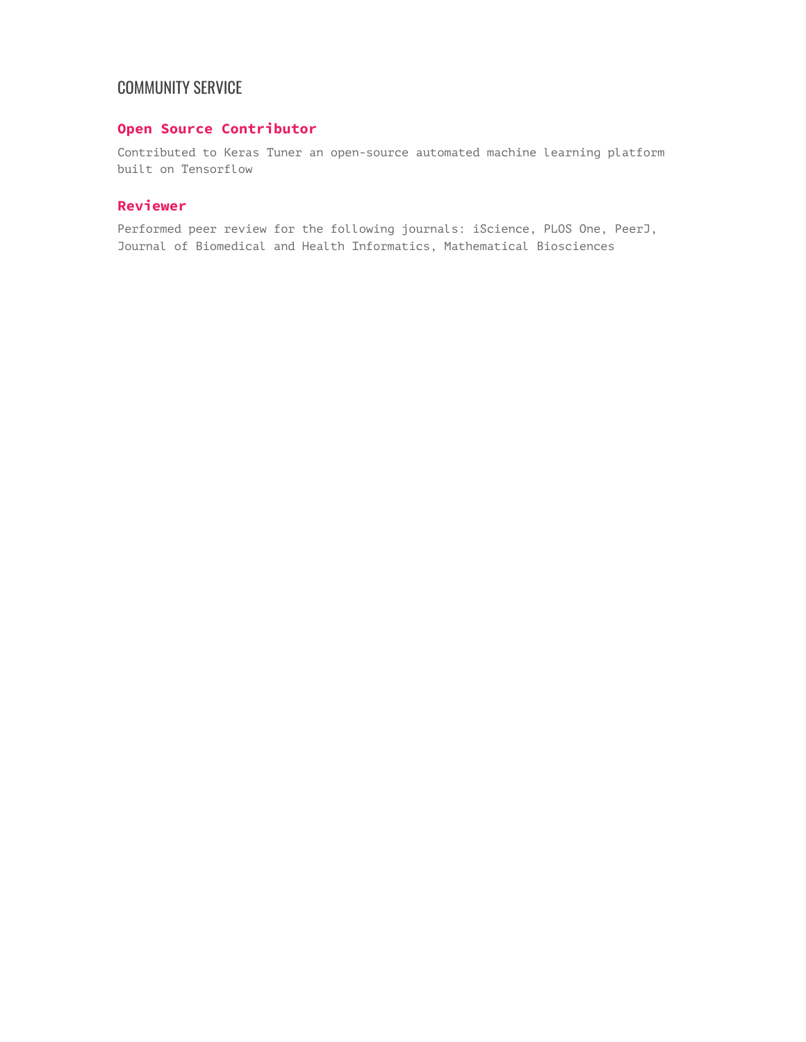## COMMUNITY SERVICE

### Open Source Contributor

Contributed to Keras Tuner an open-source automated machine learning platform built on Tensorflow

### Reviewer

Performed peer review for the following journals: iScience, PLOS One, PeerJ, Journal of Biomedical and Health Informatics, Mathematical Biosciences